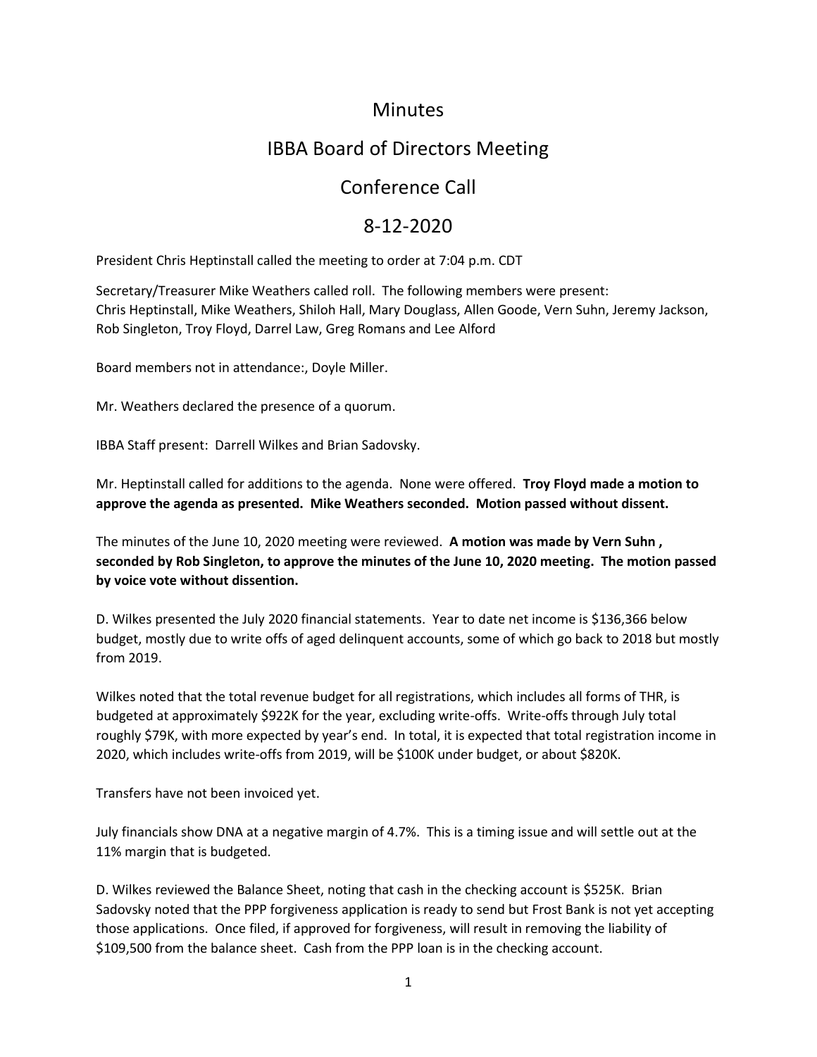# Minutes

## IBBA Board of Directors Meeting

## Conference Call

## 8-12-2020

President Chris Heptinstall called the meeting to order at 7:04 p.m. CDT

Secretary/Treasurer Mike Weathers called roll. The following members were present: Chris Heptinstall, Mike Weathers, Shiloh Hall, Mary Douglass, Allen Goode, Vern Suhn, Jeremy Jackson, Rob Singleton, Troy Floyd, Darrel Law, Greg Romans and Lee Alford

Board members not in attendance:, Doyle Miller.

Mr. Weathers declared the presence of a quorum.

IBBA Staff present: Darrell Wilkes and Brian Sadovsky.

Mr. Heptinstall called for additions to the agenda. None were offered. **Troy Floyd made a motion to approve the agenda as presented. Mike Weathers seconded. Motion passed without dissent.**

The minutes of the June 10, 2020 meeting were reviewed. **A motion was made by Vern Suhn , seconded by Rob Singleton, to approve the minutes of the June 10, 2020 meeting. The motion passed by voice vote without dissention.**

D. Wilkes presented the July 2020 financial statements. Year to date net income is $136,366 below budget, mostly due to write offs of aged delinquent accounts, some of which go back to 2018 but mostly from 2019.

Wilkes noted that the total revenue budget for all registrations, which includes all forms of THR, is budgeted at approximately $922K for the year, excluding write-offs. Write-offs through July total roughly $79K, with more expected by year's end. In total, it is expected that total registration income in 2020, which includes write-offs from 2019, will be $100K under budget, or about $820K.

Transfers have not been invoiced yet.

July financials show DNA at a negative margin of 4.7%. This is a timing issue and will settle out at the 11% margin that is budgeted.

D. Wilkes reviewed the Balance Sheet, noting that cash in the checking account is $525K. Brian Sadovsky noted that the PPP forgiveness application is ready to send but Frost Bank is not yet accepting those applications. Once filed, if approved for forgiveness, will result in removing the liability of $109,500 from the balance sheet. Cash from the PPP loan is in the checking account.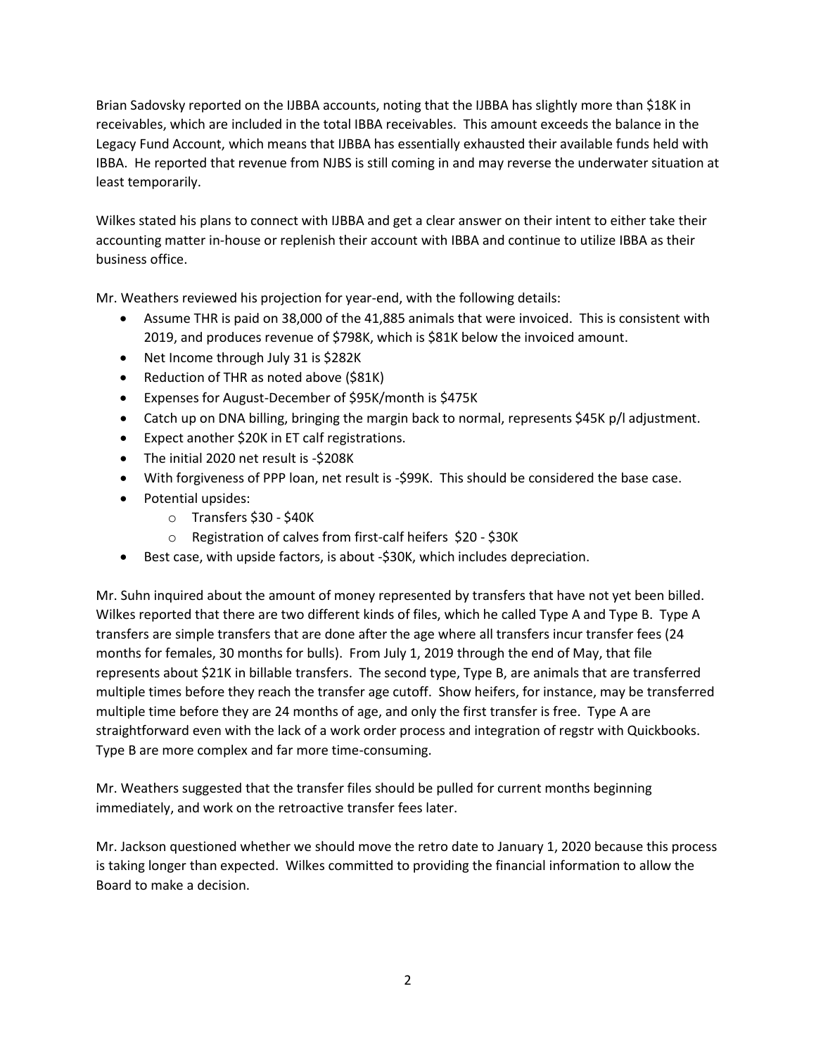Brian Sadovsky reported on the IJBBA accounts, noting that the IJBBA has slightly more than $18K in receivables, which are included in the total IBBA receivables. This amount exceeds the balance in the Legacy Fund Account, which means that IJBBA has essentially exhausted their available funds held with IBBA. He reported that revenue from NJBS is still coming in and may reverse the underwater situation at least temporarily.

Wilkes stated his plans to connect with IJBBA and get a clear answer on their intent to either take their accounting matter in-house or replenish their account with IBBA and continue to utilize IBBA as their business office.

Mr. Weathers reviewed his projection for year-end, with the following details:

- Assume THR is paid on 38,000 of the 41,885 animals that were invoiced. This is consistent with 2019, and produces revenue of $798K, which is $81K below the invoiced amount.
- Net Income through July 31 is $282K
- Reduction of THR as noted above ($81K)
- Expenses for August-December of $95K/month is $475K
- Catch up on DNA billing, bringing the margin back to normal, represents $45K p/l adjustment.
- Expect another $20K in ET calf registrations.
- The initial 2020 net result is -$208K
- With forgiveness of PPP loan, net result is -$99K. This should be considered the base case.
- Potential upsides:
  - Transfers $30 - $40K
  - Registration of calves from first-calf heifers $20 - $30K
- Best case, with upside factors, is about -$30K, which includes depreciation.

Mr. Suhn inquired about the amount of money represented by transfers that have not yet been billed. Wilkes reported that there are two different kinds of files, which he called Type A and Type B. Type A transfers are simple transfers that are done after the age where all transfers incur transfer fees (24 months for females, 30 months for bulls). From July 1, 2019 through the end of May, that file represents about $21K in billable transfers. The second type, Type B, are animals that are transferred multiple times before they reach the transfer age cutoff. Show heifers, for instance, may be transferred multiple time before they are 24 months of age, and only the first transfer is free. Type A are straightforward even with the lack of a work order process and integration of regstr with Quickbooks. Type B are more complex and far more time-consuming.

Mr. Weathers suggested that the transfer files should be pulled for current months beginning immediately, and work on the retroactive transfer fees later.

Mr. Jackson questioned whether we should move the retro date to January 1, 2020 because this process is taking longer than expected. Wilkes committed to providing the financial information to allow the Board to make a decision.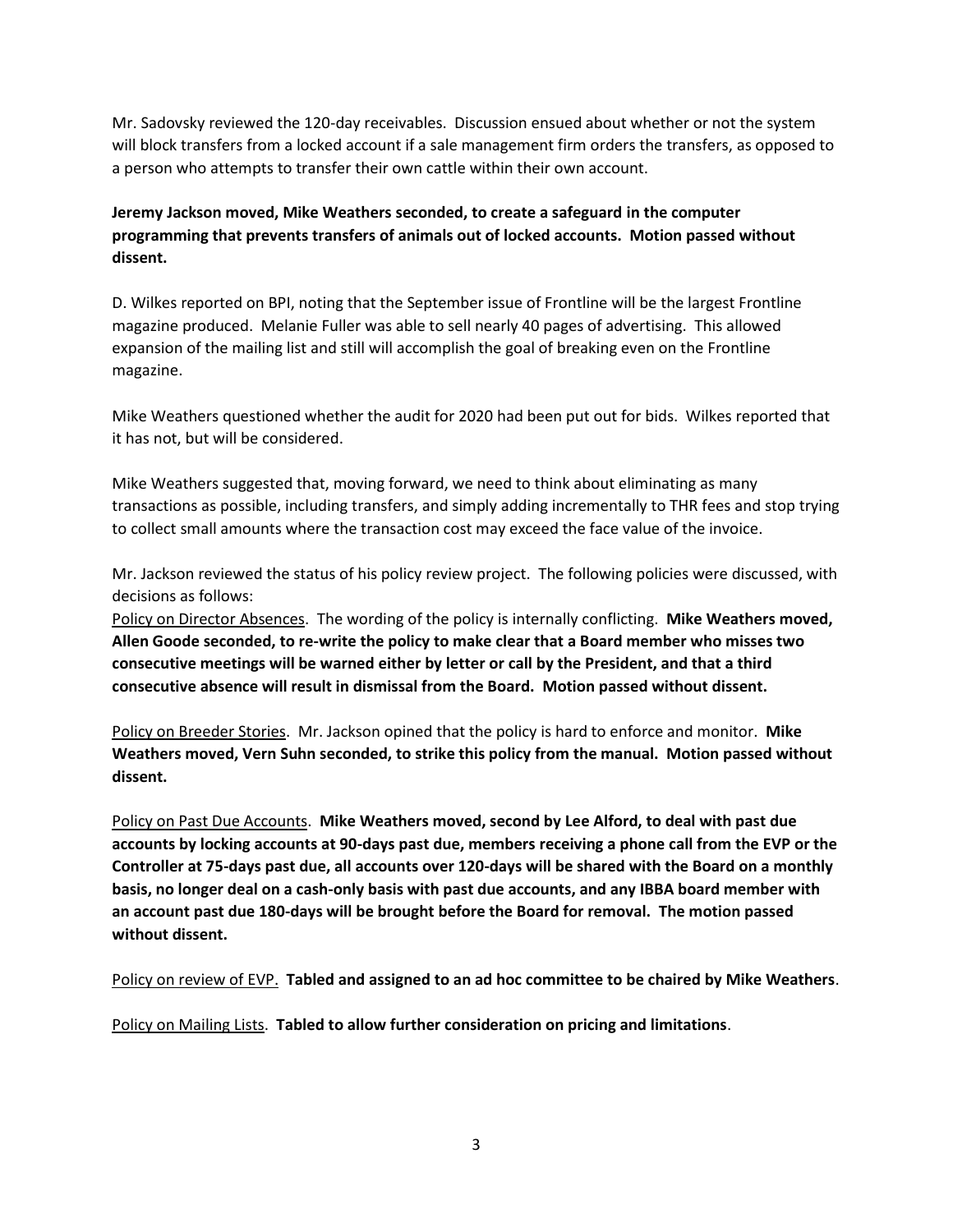Mr. Sadovsky reviewed the 120-day receivables. Discussion ensued about whether or not the system will block transfers from a locked account if a sale management firm orders the transfers, as opposed to a person who attempts to transfer their own cattle within their own account.

**Jeremy Jackson moved, Mike Weathers seconded, to create a safeguard in the computer programming that prevents transfers of animals out of locked accounts. Motion passed without dissent.**

D. Wilkes reported on BPI, noting that the September issue of Frontline will be the largest Frontline magazine produced. Melanie Fuller was able to sell nearly 40 pages of advertising. This allowed expansion of the mailing list and still will accomplish the goal of breaking even on the Frontline magazine.

Mike Weathers questioned whether the audit for 2020 had been put out for bids. Wilkes reported that it has not, but will be considered.

Mike Weathers suggested that, moving forward, we need to think about eliminating as many transactions as possible, including transfers, and simply adding incrementally to THR fees and stop trying to collect small amounts where the transaction cost may exceed the face value of the invoice.

Mr. Jackson reviewed the status of his policy review project. The following policies were discussed, with decisions as follows:

Policy on Director Absences. The wording of the policy is internally conflicting. **Mike Weathers moved, Allen Goode seconded, to re-write the policy to make clear that a Board member who misses two consecutive meetings will be warned either by letter or call by the President, and that a third consecutive absence will result in dismissal from the Board. Motion passed without dissent.**

Policy on Breeder Stories. Mr. Jackson opined that the policy is hard to enforce and monitor. **Mike Weathers moved, Vern Suhn seconded, to strike this policy from the manual. Motion passed without dissent.**

Policy on Past Due Accounts. **Mike Weathers moved, second by Lee Alford, to deal with past due accounts by locking accounts at 90-days past due, members receiving a phone call from the EVP or the Controller at 75-days past due, all accounts over 120-days will be shared with the Board on a monthly basis, no longer deal on a cash-only basis with past due accounts, and any IBBA board member with an account past due 180-days will be brought before the Board for removal. The motion passed without dissent.**

Policy on review of EVP. **Tabled and assigned to an ad hoc committee to be chaired by Mike Weathers**.

Policy on Mailing Lists. **Tabled to allow further consideration on pricing and limitations**.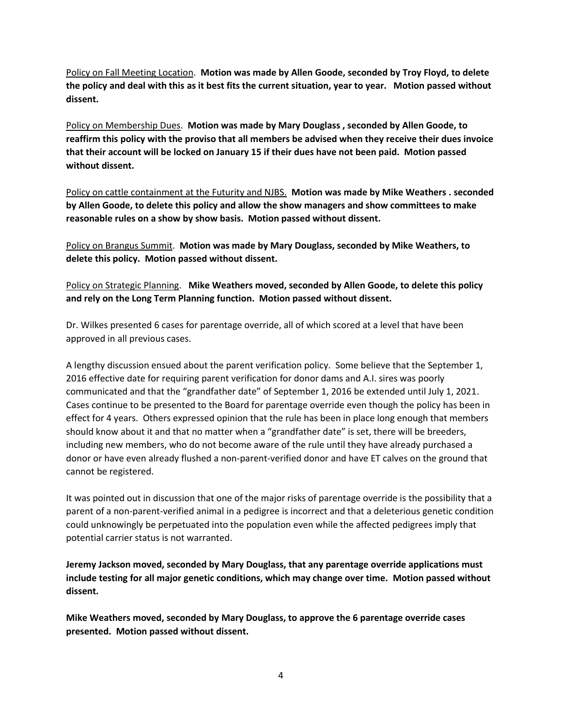<u>Policy on Fall Meeting Location</u>. **Motion was made by Allen Goode, seconded by Troy Floyd, to delete the policy and deal with this as it best fits the current situation, year to year. Motion passed without dissent.**

<u>Policy on Membership Dues</u>. **Motion was made by Mary Douglass , seconded by Allen Goode, to reaffirm this policy with the proviso that all members be advised when they receive their dues invoice that their account will be locked on January 15 if their dues have not been paid. Motion passed without dissent.**

<u>Policy on cattle containment at the Futurity and NJBS.</u> **Motion was made by Mike Weathers . seconded by Allen Goode, to delete this policy and allow the show managers and show committees to make reasonable rules on a show by show basis. Motion passed without dissent.**

<u>Policy on Brangus Summit</u>. **Motion was made by Mary Douglass, seconded by Mike Weathers, to delete this policy. Motion passed without dissent.**

<u>Policy on Strategic Planning</u>. **Mike Weathers moved, seconded by Allen Goode, to delete this policy and rely on the Long Term Planning function. Motion passed without dissent.**

Dr. Wilkes presented 6 cases for parentage override, all of which scored at a level that have been approved in all previous cases.

A lengthy discussion ensued about the parent verification policy. Some believe that the September 1, 2016 effective date for requiring parent verification for donor dams and A.I. sires was poorly communicated and that the "grandfather date" of September 1, 2016 be extended until July 1, 2021. Cases continue to be presented to the Board for parentage override even though the policy has been in effect for 4 years. Others expressed opinion that the rule has been in place long enough that members should know about it and that no matter when a "grandfather date" is set, there will be breeders, including new members, who do not become aware of the rule until they have already purchased a donor or have even already flushed a non-parent-verified donor and have ET calves on the ground that cannot be registered.

It was pointed out in discussion that one of the major risks of parentage override is the possibility that a parent of a non-parent-verified animal in a pedigree is incorrect and that a deleterious genetic condition could unknowingly be perpetuated into the population even while the affected pedigrees imply that potential carrier status is not warranted.

**Jeremy Jackson moved, seconded by Mary Douglass, that any parentage override applications must include testing for all major genetic conditions, which may change over time. Motion passed without dissent.**

**Mike Weathers moved, seconded by Mary Douglass, to approve the 6 parentage override cases presented. Motion passed without dissent.**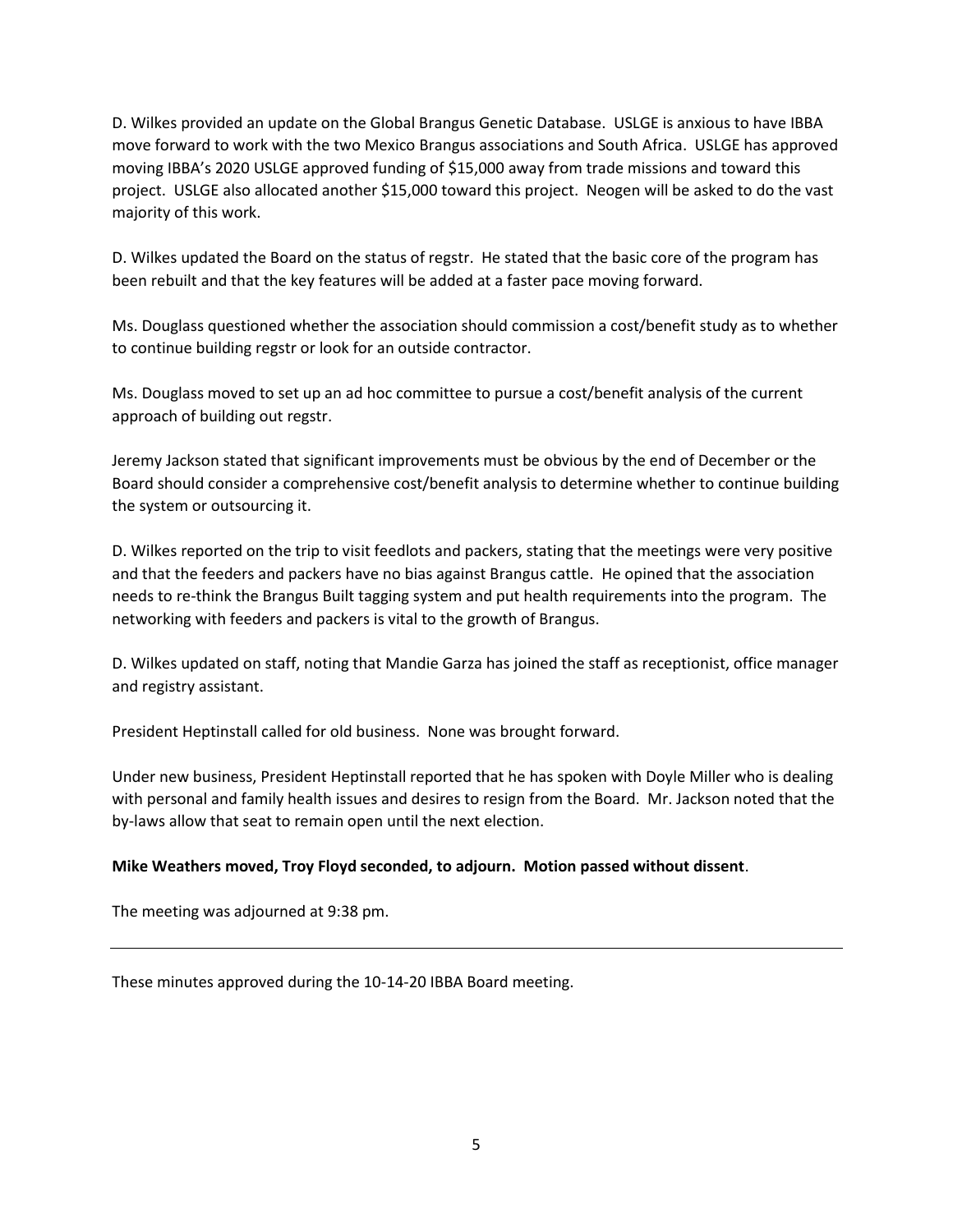D. Wilkes provided an update on the Global Brangus Genetic Database. USLGE is anxious to have IBBA move forward to work with the two Mexico Brangus associations and South Africa. USLGE has approved moving IBBA's 2020 USLGE approved funding of $15,000 away from trade missions and toward this project. USLGE also allocated another $15,000 toward this project. Neogen will be asked to do the vast majority of this work.

D. Wilkes updated the Board on the status of regstr. He stated that the basic core of the program has been rebuilt and that the key features will be added at a faster pace moving forward.

Ms. Douglass questioned whether the association should commission a cost/benefit study as to whether to continue building regstr or look for an outside contractor.

Ms. Douglass moved to set up an ad hoc committee to pursue a cost/benefit analysis of the current approach of building out regstr.

Jeremy Jackson stated that significant improvements must be obvious by the end of December or the Board should consider a comprehensive cost/benefit analysis to determine whether to continue building the system or outsourcing it.

D. Wilkes reported on the trip to visit feedlots and packers, stating that the meetings were very positive and that the feeders and packers have no bias against Brangus cattle. He opined that the association needs to re-think the Brangus Built tagging system and put health requirements into the program. The networking with feeders and packers is vital to the growth of Brangus.

D. Wilkes updated on staff, noting that Mandie Garza has joined the staff as receptionist, office manager and registry assistant.

President Heptinstall called for old business. None was brought forward.

Under new business, President Heptinstall reported that he has spoken with Doyle Miller who is dealing with personal and family health issues and desires to resign from the Board. Mr. Jackson noted that the by-laws allow that seat to remain open until the next election.

**Mike Weathers moved, Troy Floyd seconded, to adjourn. Motion passed without dissent**.

The meeting was adjourned at 9:38 pm.

---

These minutes approved during the 10-14-20 IBBA Board meeting.